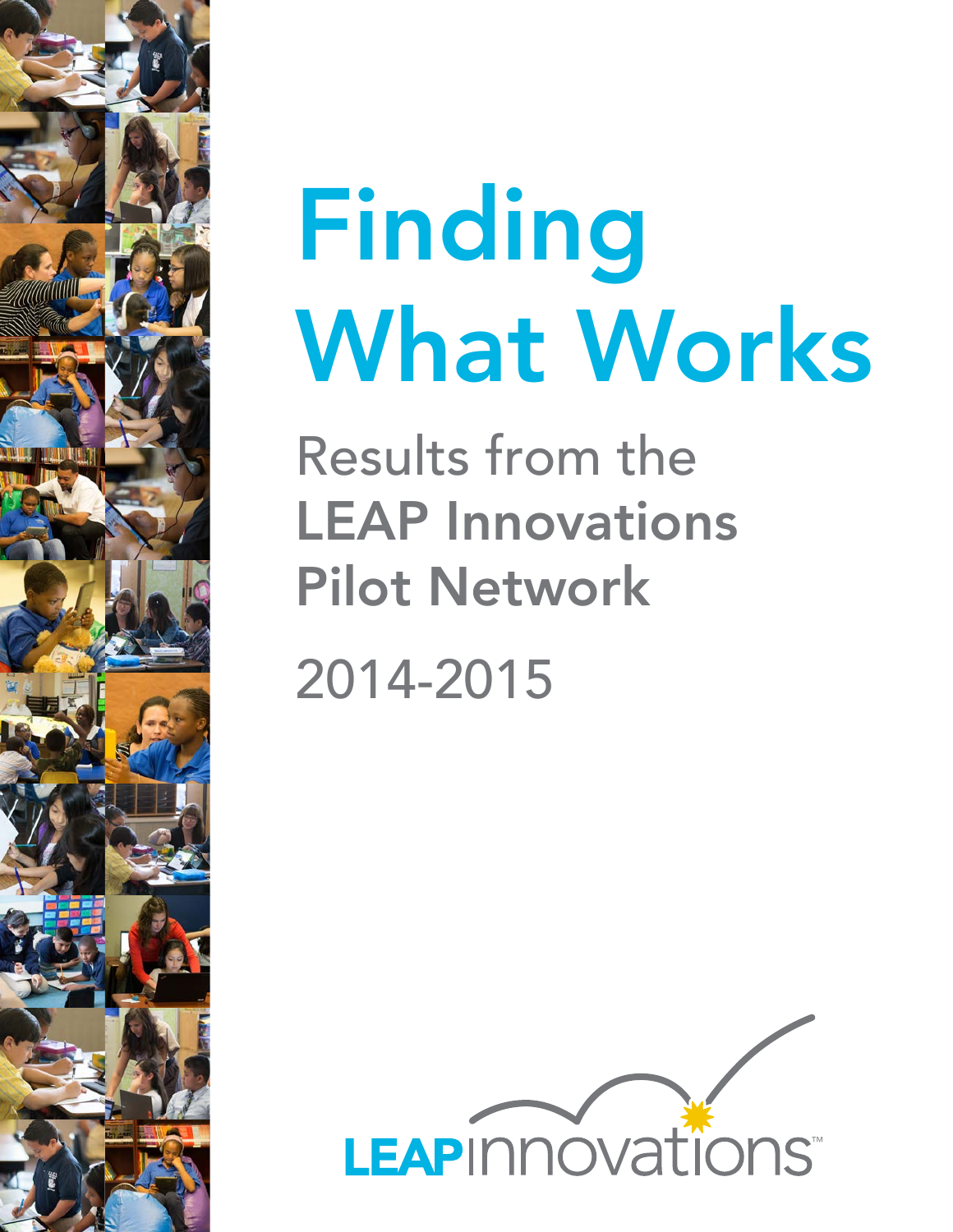# Finding What Works

## Results from the LEAP Innovations Pilot Network

2014-2015

LEAP innovations™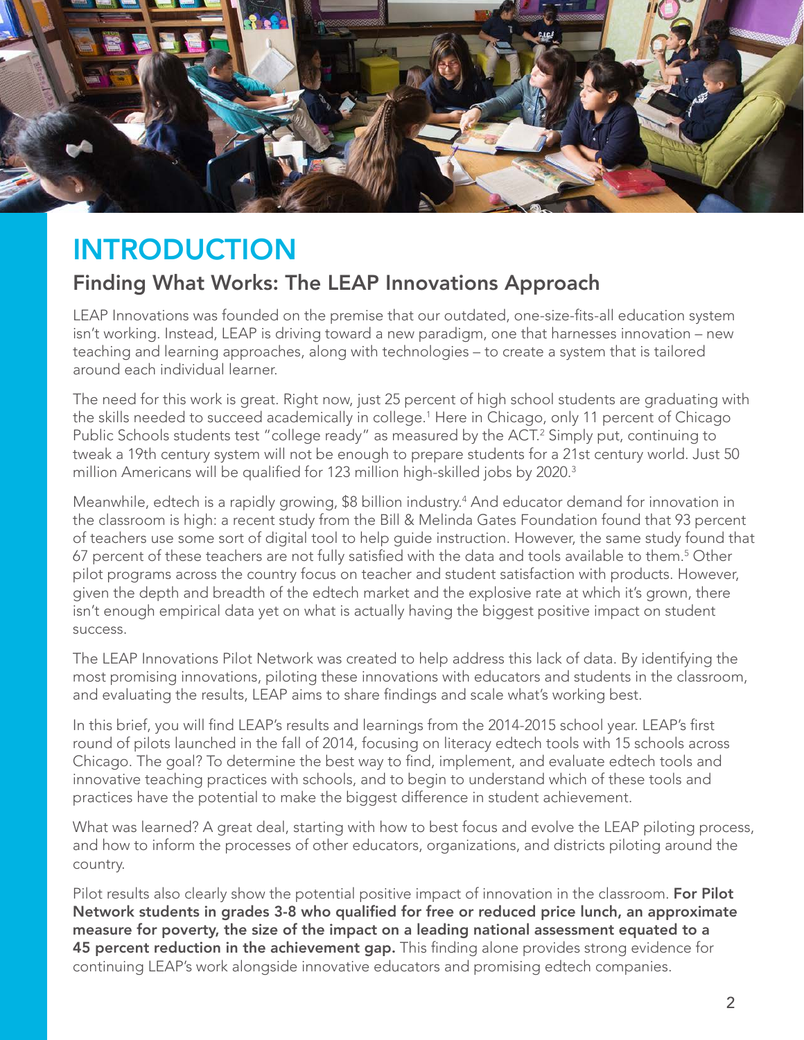# INTRODUCTION

## Finding What Works: The LEAP Innovations Approach

LEAP Innovations was founded on the premise that our outdated, one-size-fits-all education system isn't working. Instead, LEAP is driving toward a new paradigm, one that harnesses innovation – new teaching and learning approaches, along with technologies – to create a system that is tailored around each individual learner.

The need for this work is great. Right now, just 25 percent of high school students are graduating with the skills needed to succeed academically in college.[1] Here in Chicago, only 11 percent of Chicago Public Schools students test "college ready" as measured by the ACT.[2] Simply put, continuing to tweak a 19th century system will not be enough to prepare students for a 21st century world. Just 50 million Americans will be qualified for 123 million high-skilled jobs by 2020.[3]

Meanwhile, edtech is a rapidly growing, $8 billion industry.[4] And educator demand for innovation in the classroom is high: a recent study from the Bill & Melinda Gates Foundation found that 93 percent of teachers use some sort of digital tool to help guide instruction. However, the same study found that 67 percent of these teachers are not fully satisfied with the data and tools available to them.[5] Other pilot programs across the country focus on teacher and student satisfaction with products. However, given the depth and breadth of the edtech market and the explosive rate at which it's grown, there isn't enough empirical data yet on what is actually having the biggest positive impact on student success.

The LEAP Innovations Pilot Network was created to help address this lack of data. By identifying the most promising innovations, piloting these innovations with educators and students in the classroom, and evaluating the results, LEAP aims to share findings and scale what's working best.

In this brief, you will find LEAP's results and learnings from the 2014-2015 school year. LEAP's first round of pilots launched in the fall of 2014, focusing on literacy edtech tools with 15 schools across Chicago. The goal? To determine the best way to find, implement, and evaluate edtech tools and innovative teaching practices with schools, and to begin to understand which of these tools and practices have the potential to make the biggest difference in student achievement.

What was learned? A great deal, starting with how to best focus and evolve the LEAP piloting process, and how to inform the processes of other educators, organizations, and districts piloting around the country.

Pilot results also clearly show the potential positive impact of innovation in the classroom. **For Pilot Network students in grades 3-8 who qualified for free or reduced price lunch, an approximate measure for poverty, the size of the impact on a leading national assessment equated to a 45 percent reduction in the achievement gap.** This finding alone provides strong evidence for continuing LEAP's work alongside innovative educators and promising edtech companies.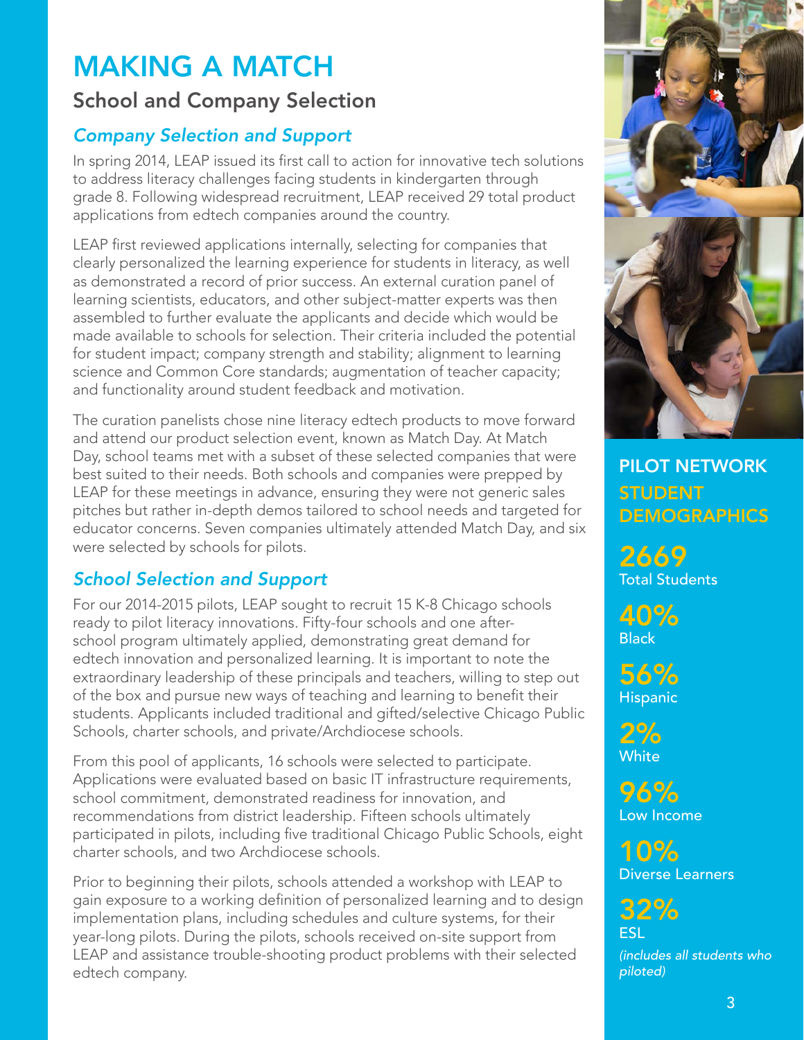# MAKING A MATCH

## School and Company Selection

### *Company Selection and Support*

In spring 2014, LEAP issued its first call to action for innovative tech solutions to address literacy challenges facing students in kindergarten through grade 8. Following widespread recruitment, LEAP received 29 total product applications from edtech companies around the country.

LEAP first reviewed applications internally, selecting for companies that clearly personalized the learning experience for students in literacy, as well as demonstrated a record of prior success. An external curation panel of learning scientists, educators, and other subject-matter experts was then assembled to further evaluate the applicants and decide which would be made available to schools for selection. Their criteria included the potential for student impact; company strength and stability; alignment to learning science and Common Core standards; augmentation of teacher capacity; and functionality around student feedback and motivation.

The curation panelists chose nine literacy edtech products to move forward and attend our product selection event, known as Match Day. At Match Day, school teams met with a subset of these selected companies that were best suited to their needs. Both schools and companies were prepped by LEAP for these meetings in advance, ensuring they were not generic sales pitches but rather in-depth demos tailored to school needs and targeted for educator concerns. Seven companies ultimately attended Match Day, and six were selected by schools for pilots.

### *School Selection and Support*

For our 2014-2015 pilots, LEAP sought to recruit 15 K-8 Chicago schools ready to pilot literacy innovations. Fifty-four schools and one after-school program ultimately applied, demonstrating great demand for edtech innovation and personalized learning. It is important to note the extraordinary leadership of these principals and teachers, willing to step out of the box and pursue new ways of teaching and learning to benefit their students. Applicants included traditional and gifted/selective Chicago Public Schools, charter schools, and private/Archdiocese schools.

From this pool of applicants, 16 schools were selected to participate. Applications were evaluated based on basic IT infrastructure requirements, school commitment, demonstrated readiness for innovation, and recommendations from district leadership. Fifteen schools ultimately participated in pilots, including five traditional Chicago Public Schools, eight charter schools, and two Archdiocese schools.

Prior to beginning their pilots, schools attended a workshop with LEAP to gain exposure to a working definition of personalized learning and to design implementation plans, including schedules and culture systems, for their year-long pilots. During the pilots, schools received on-site support from LEAP and assistance trouble-shooting product problems with their selected edtech company.

## PILOT NETWORK STUDENT DEMOGRAPHICS

**2669**
Total Students

**40%**
Black

**56%**
Hispanic

**2%**
White

**96%**
Low Income

**10%**
Diverse Learners

**32%**
ESL

*(includes all students who piloted)*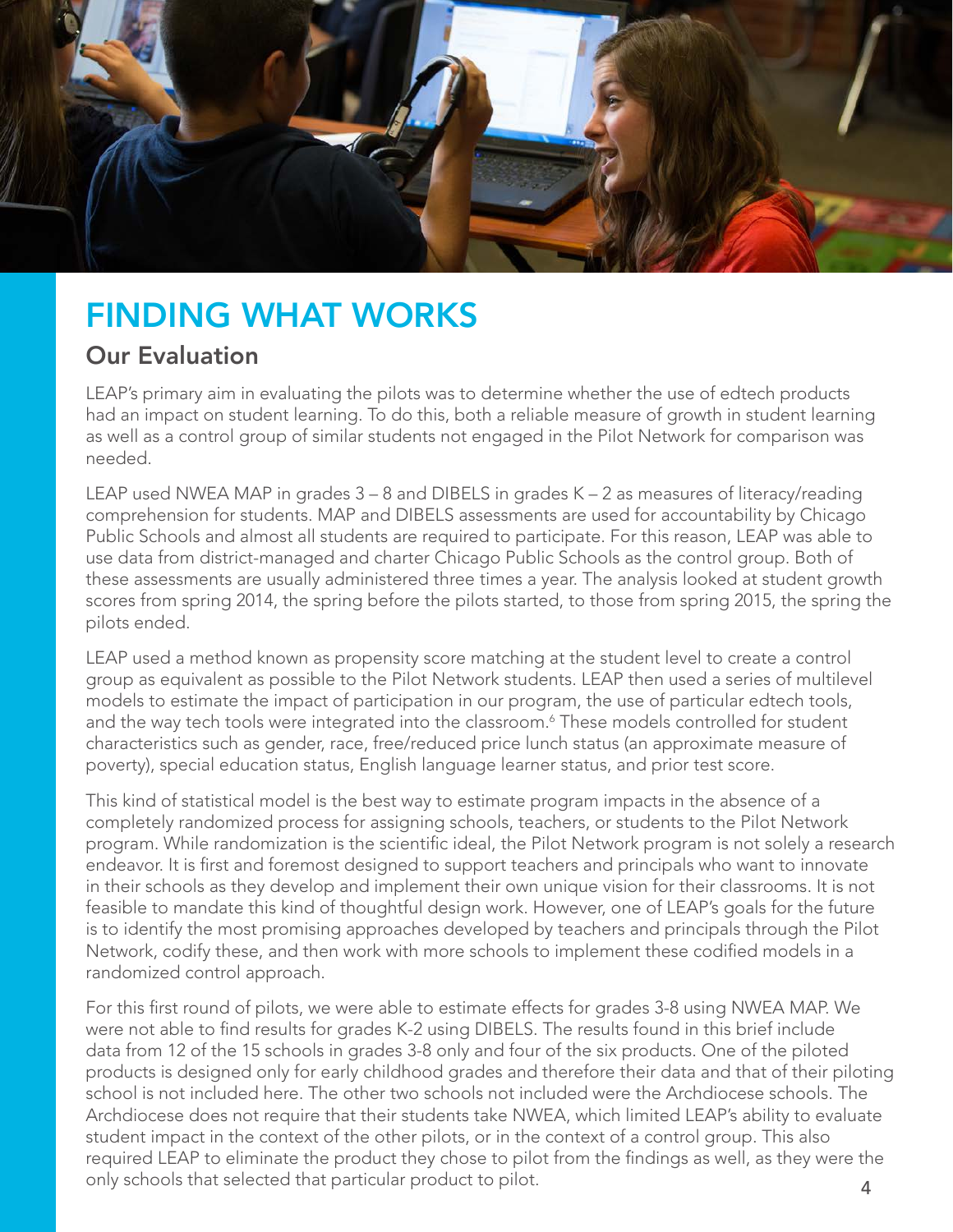# FINDING WHAT WORKS

## Our Evaluation

LEAP's primary aim in evaluating the pilots was to determine whether the use of edtech products had an impact on student learning. To do this, both a reliable measure of growth in student learning as well as a control group of similar students not engaged in the Pilot Network for comparison was needed.

LEAP used NWEA MAP in grades 3 – 8 and DIBELS in grades K – 2 as measures of literacy/reading comprehension for students. MAP and DIBELS assessments are used for accountability by Chicago Public Schools and almost all students are required to participate. For this reason, LEAP was able to use data from district-managed and charter Chicago Public Schools as the control group. Both of these assessments are usually administered three times a year. The analysis looked at student growth scores from spring 2014, the spring before the pilots started, to those from spring 2015, the spring the pilots ended.

LEAP used a method known as propensity score matching at the student level to create a control group as equivalent as possible to the Pilot Network students. LEAP then used a series of multilevel models to estimate the impact of participation in our program, the use of particular edtech tools, and the way tech tools were integrated into the classroom.[6] These models controlled for student characteristics such as gender, race, free/reduced price lunch status (an approximate measure of poverty), special education status, English language learner status, and prior test score.

This kind of statistical model is the best way to estimate program impacts in the absence of a completely randomized process for assigning schools, teachers, or students to the Pilot Network program. While randomization is the scientific ideal, the Pilot Network program is not solely a research endeavor. It is first and foremost designed to support teachers and principals who want to innovate in their schools as they develop and implement their own unique vision for their classrooms. It is not feasible to mandate this kind of thoughtful design work. However, one of LEAP's goals for the future is to identify the most promising approaches developed by teachers and principals through the Pilot Network, codify these, and then work with more schools to implement these codified models in a randomized control approach.

For this first round of pilots, we were able to estimate effects for grades 3-8 using NWEA MAP. We were not able to find results for grades K-2 using DIBELS. The results found in this brief include data from 12 of the 15 schools in grades 3-8 only and four of the six products. One of the piloted products is designed only for early childhood grades and therefore their data and that of their piloting school is not included here. The other two schools not included were the Archdiocese schools. The Archdiocese does not require that their students take NWEA, which limited LEAP's ability to evaluate student impact in the context of the other pilots, or in the context of a control group. This also required LEAP to eliminate the product they chose to pilot from the findings as well, as they were the only schools that selected that particular product to pilot.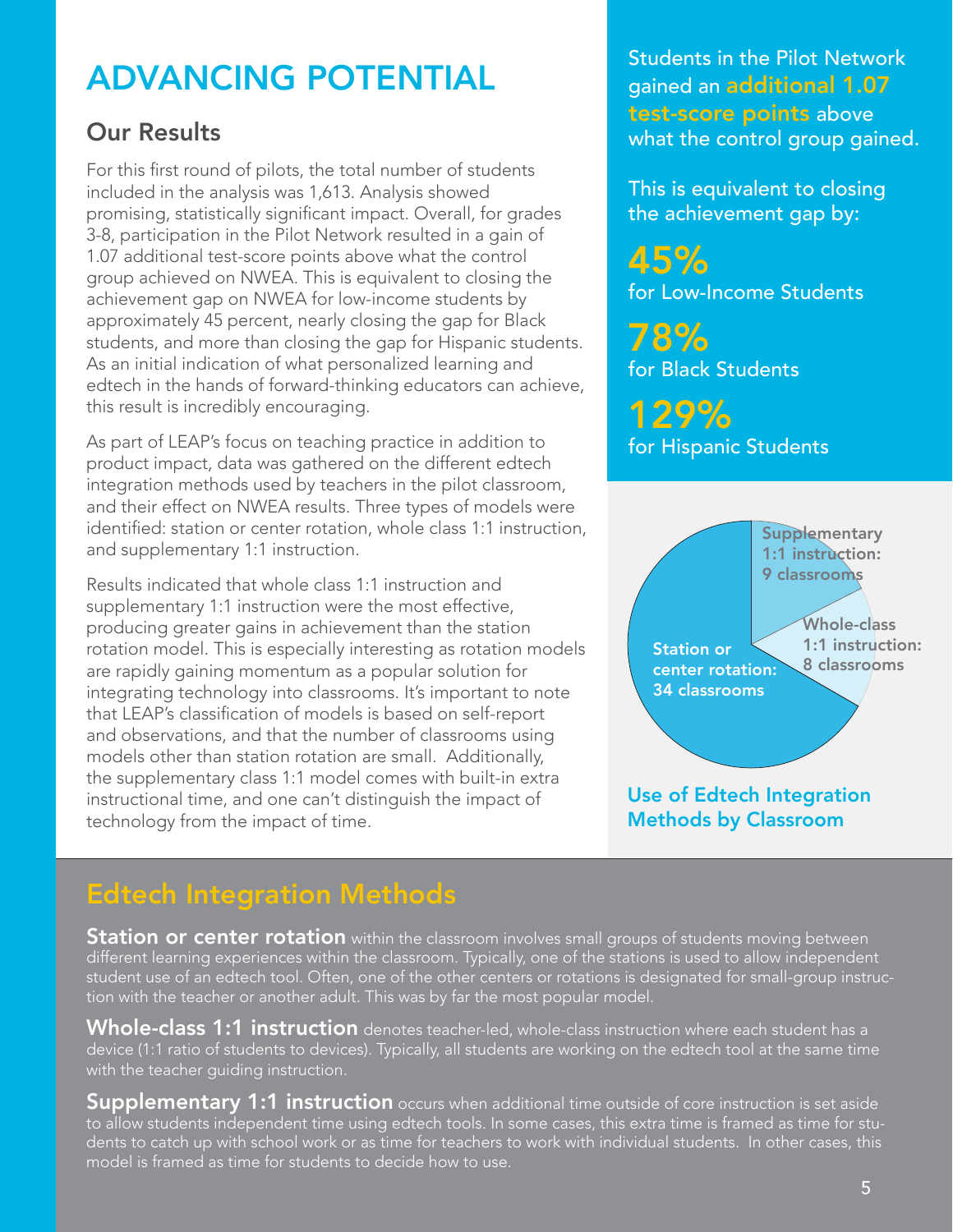# ADVANCING POTENTIAL

## Our Results

For this first round of pilots, the total number of students included in the analysis was 1,613. Analysis showed promising, statistically significant impact. Overall, for grades 3-8, participation in the Pilot Network resulted in a gain of 1.07 additional test-score points above what the control group achieved on NWEA. This is equivalent to closing the achievement gap on NWEA for low-income students by approximately 45 percent, nearly closing the gap for Black students, and more than closing the gap for Hispanic students. As an initial indication of what personalized learning and edtech in the hands of forward-thinking educators can achieve, this result is incredibly encouraging.

As part of LEAP's focus on teaching practice in addition to product impact, data was gathered on the different edtech integration methods used by teachers in the pilot classroom, and their effect on NWEA results. Three types of models were identified: station or center rotation, whole class 1:1 instruction, and supplementary 1:1 instruction.

Results indicated that whole class 1:1 instruction and supplementary 1:1 instruction were the most effective, producing greater gains in achievement than the station rotation model. This is especially interesting as rotation models are rapidly gaining momentum as a popular solution for integrating technology into classrooms. It's important to note that LEAP's classification of models is based on self-report and observations, and that the number of classrooms using models other than station rotation are small. Additionally, the supplementary class 1:1 model comes with built-in extra instructional time, and one can't distinguish the impact of technology from the impact of time.

Students in the Pilot Network gained an **additional 1.07 test-score points** above what the control group gained.

This is equivalent to closing the achievement gap by:

**45%** for Low-Income Students

**78%** for Black Students

**129%** for Hispanic Students

- Supplementary 1:1 instruction: 9 classrooms
- Whole-class 1:1 instruction: 8 classrooms
- Station or center rotation: 34 classrooms

**Use of Edtech Integration Methods by Classroom**

## Edtech Integration Methods

**Station or center rotation** within the classroom involves small groups of students moving between different learning experiences within the classroom. Typically, one of the stations is used to allow independent student use of an edtech tool. Often, one of the other centers or rotations is designated for small-group instruction with the teacher or another adult. This was by far the most popular model.

**Whole-class 1:1 instruction** denotes teacher-led, whole-class instruction where each student has a device (1:1 ratio of students to devices). Typically, all students are working on the edtech tool at the same time with the teacher guiding instruction.

**Supplementary 1:1 instruction** occurs when additional time outside of core instruction is set aside to allow students independent time using edtech tools. In some cases, this extra time is framed as time for students to catch up with school work or as time for teachers to work with individual students. In other cases, this model is framed as time for students to decide how to use.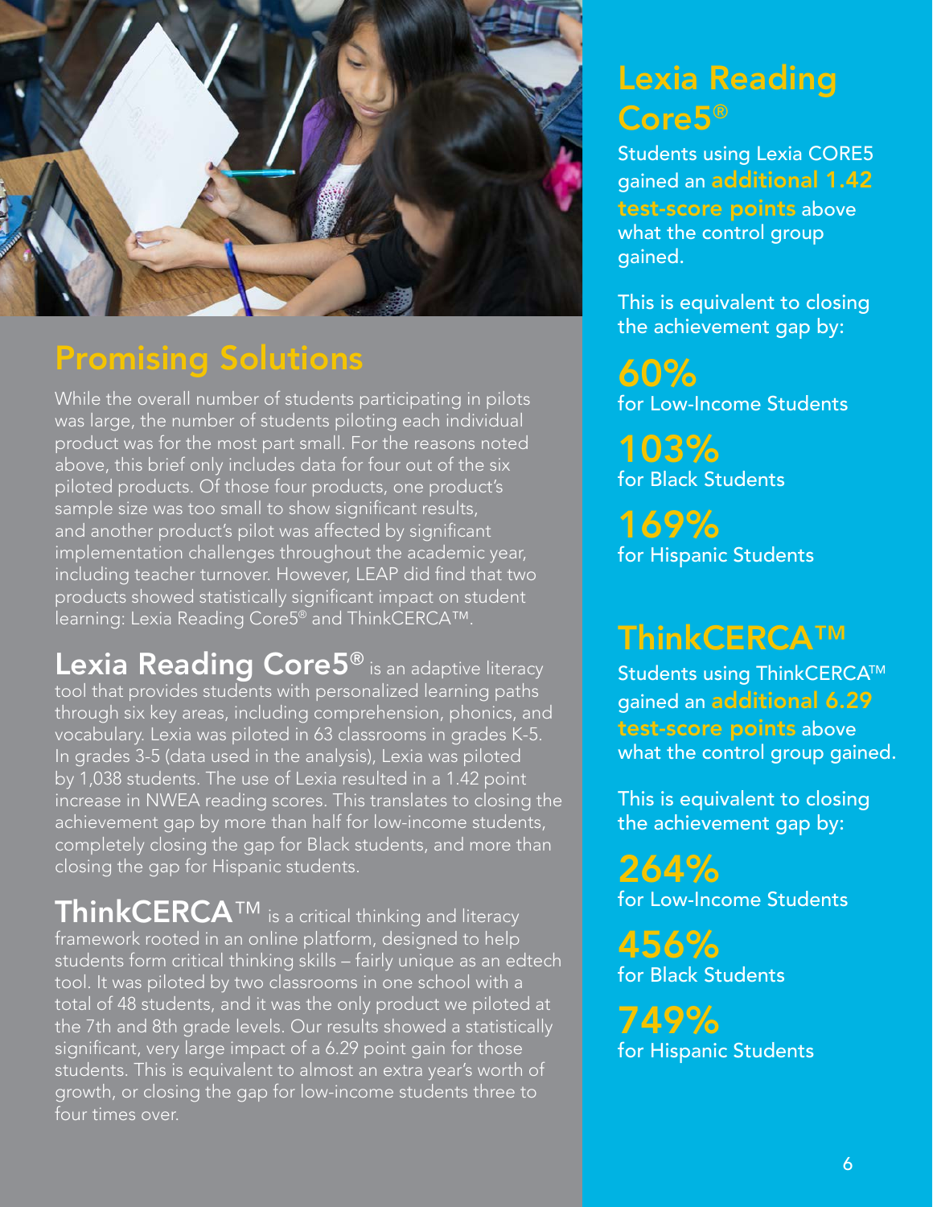## Promising Solutions

While the overall number of students participating in pilots was large, the number of students piloting each individual product was for the most part small. For the reasons noted above, this brief only includes data for four out of the six piloted products. Of those four products, one product's sample size was too small to show significant results, and another product's pilot was affected by significant implementation challenges throughout the academic year, including teacher turnover. However, LEAP did find that two products showed statistically significant impact on student learning: Lexia Reading Core5® and ThinkCERCA™.

**Lexia Reading Core5®** is an adaptive literacy tool that provides students with personalized learning paths through six key areas, including comprehension, phonics, and vocabulary. Lexia was piloted in 63 classrooms in grades K-5. In grades 3-5 (data used in the analysis), Lexia was piloted by 1,038 students. The use of Lexia resulted in a 1.42 point increase in NWEA reading scores. This translates to closing the achievement gap by more than half for low-income students, completely closing the gap for Black students, and more than closing the gap for Hispanic students.

**ThinkCERCA™** is a critical thinking and literacy framework rooted in an online platform, designed to help students form critical thinking skills – fairly unique as an edtech tool. It was piloted by two classrooms in one school with a total of 48 students, and it was the only product we piloted at the 7th and 8th grade levels. Our results showed a statistically significant, very large impact of a 6.29 point gain for those students. This is equivalent to almost an extra year's worth of growth, or closing the gap for low-income students three to four times over.

## Lexia Reading Core5®

Students using Lexia CORE5 gained an **additional 1.42 test-score points** above what the control group gained.

This is equivalent to closing the achievement gap by:

**60%**
for Low-Income Students

**103%**
for Black Students

**169%**
for Hispanic Students

## ThinkCERCA™

Students using ThinkCERCA™ gained an **additional 6.29 test-score points** above what the control group gained.

This is equivalent to closing the achievement gap by:

**264%**
for Low-Income Students

**456%**
for Black Students

**749%**
for Hispanic Students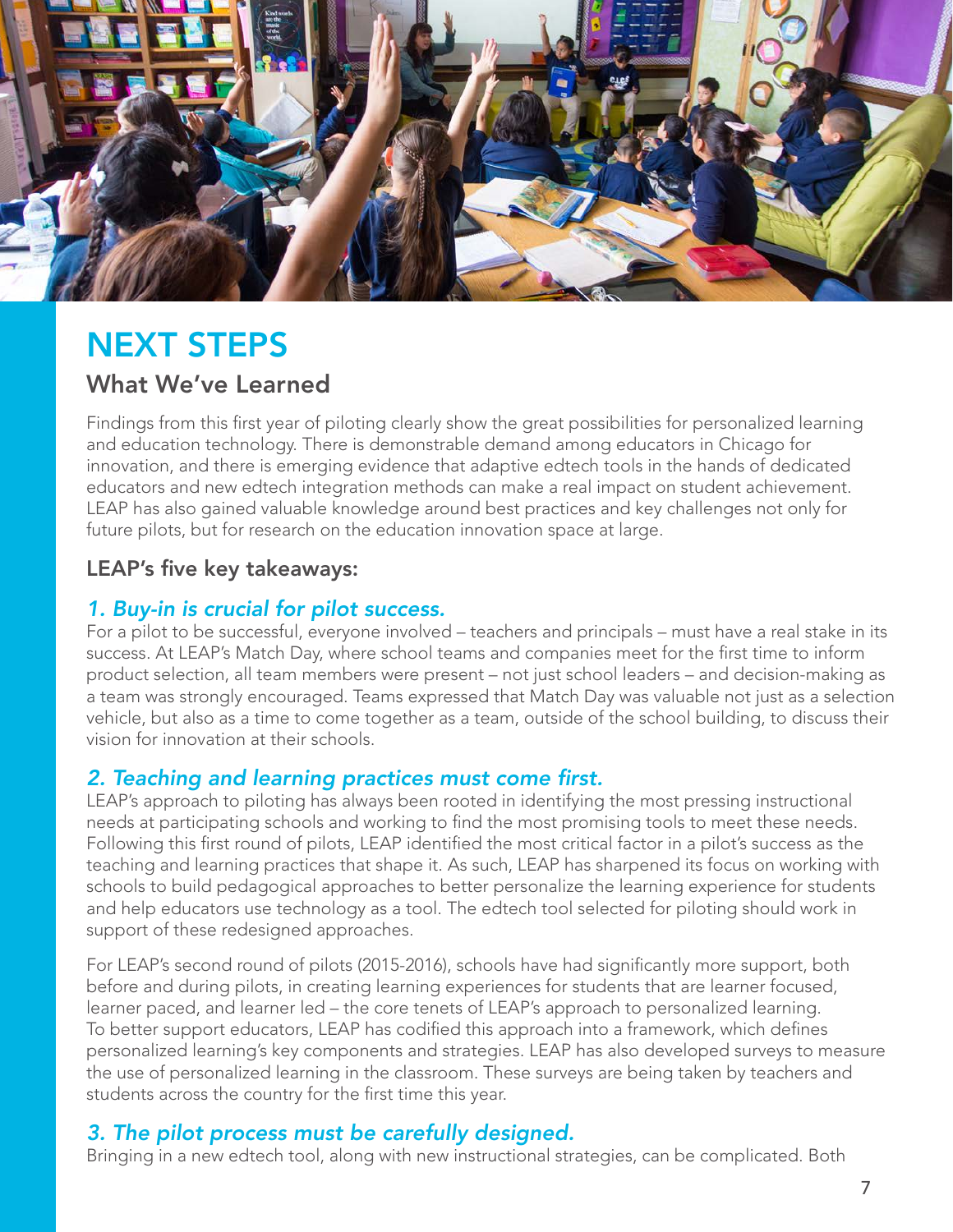# NEXT STEPS

## What We've Learned

Findings from this first year of piloting clearly show the great possibilities for personalized learning and education technology. There is demonstrable demand among educators in Chicago for innovation, and there is emerging evidence that adaptive edtech tools in the hands of dedicated educators and new edtech integration methods can make a real impact on student achievement. LEAP has also gained valuable knowledge around best practices and key challenges not only for future pilots, but for research on the education innovation space at large.

### LEAP's five key takeaways:

#### *1. Buy-in is crucial for pilot success.*

For a pilot to be successful, everyone involved – teachers and principals – must have a real stake in its success. At LEAP's Match Day, where school teams and companies meet for the first time to inform product selection, all team members were present – not just school leaders – and decision-making as a team was strongly encouraged. Teams expressed that Match Day was valuable not just as a selection vehicle, but also as a time to come together as a team, outside of the school building, to discuss their vision for innovation at their schools.

#### *2. Teaching and learning practices must come first.*

LEAP's approach to piloting has always been rooted in identifying the most pressing instructional needs at participating schools and working to find the most promising tools to meet these needs. Following this first round of pilots, LEAP identified the most critical factor in a pilot's success as the teaching and learning practices that shape it. As such, LEAP has sharpened its focus on working with schools to build pedagogical approaches to better personalize the learning experience for students and help educators use technology as a tool. The edtech tool selected for piloting should work in support of these redesigned approaches.

For LEAP's second round of pilots (2015-2016), schools have had significantly more support, both before and during pilots, in creating learning experiences for students that are learner focused, learner paced, and learner led – the core tenets of LEAP's approach to personalized learning. To better support educators, LEAP has codified this approach into a framework, which defines personalized learning's key components and strategies. LEAP has also developed surveys to measure the use of personalized learning in the classroom. These surveys are being taken by teachers and students across the country for the first time this year.

#### *3. The pilot process must be carefully designed.*

Bringing in a new edtech tool, along with new instructional strategies, can be complicated. Both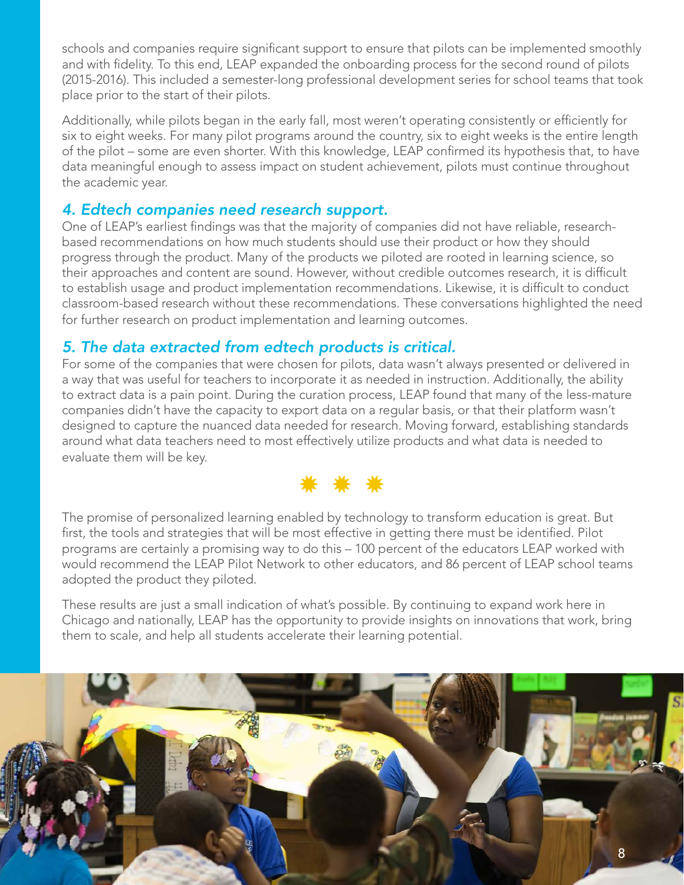schools and companies require significant support to ensure that pilots can be implemented smoothly and with fidelity. To this end, LEAP expanded the onboarding process for the second round of pilots (2015-2016). This included a semester-long professional development series for school teams that took place prior to the start of their pilots.

Additionally, while pilots began in the early fall, most weren't operating consistently or efficiently for six to eight weeks. For many pilot programs around the country, six to eight weeks is the entire length of the pilot – some are even shorter. With this knowledge, LEAP confirmed its hypothesis that, to have data meaningful enough to assess impact on student achievement, pilots must continue throughout the academic year.

### *4. Edtech companies need research support.*

One of LEAP's earliest findings was that the majority of companies did not have reliable, research-based recommendations on how much students should use their product or how they should progress through the product. Many of the products we piloted are rooted in learning science, so their approaches and content are sound. However, without credible outcomes research, it is difficult to establish usage and product implementation recommendations. Likewise, it is difficult to conduct classroom-based research without these recommendations. These conversations highlighted the need for further research on product implementation and learning outcomes.

### *5. The data extracted from edtech products is critical.*

For some of the companies that were chosen for pilots, data wasn't always presented or delivered in a way that was useful for teachers to incorporate it as needed in instruction. Additionally, the ability to extract data is a pain point. During the curation process, LEAP found that many of the less-mature companies didn't have the capacity to export data on a regular basis, or that their platform wasn't designed to capture the nuanced data needed for research. Moving forward, establishing standards around what data teachers need to most effectively utilize products and what data is needed to evaluate them will be key.

The promise of personalized learning enabled by technology to transform education is great. But first, the tools and strategies that will be most effective in getting there must be identified. Pilot programs are certainly a promising way to do this – 100 percent of the educators LEAP worked with would recommend the LEAP Pilot Network to other educators, and 86 percent of LEAP school teams adopted the product they piloted.

These results are just a small indication of what's possible. By continuing to expand work here in Chicago and nationally, LEAP has the opportunity to provide insights on innovations that work, bring them to scale, and help all students accelerate their learning potential.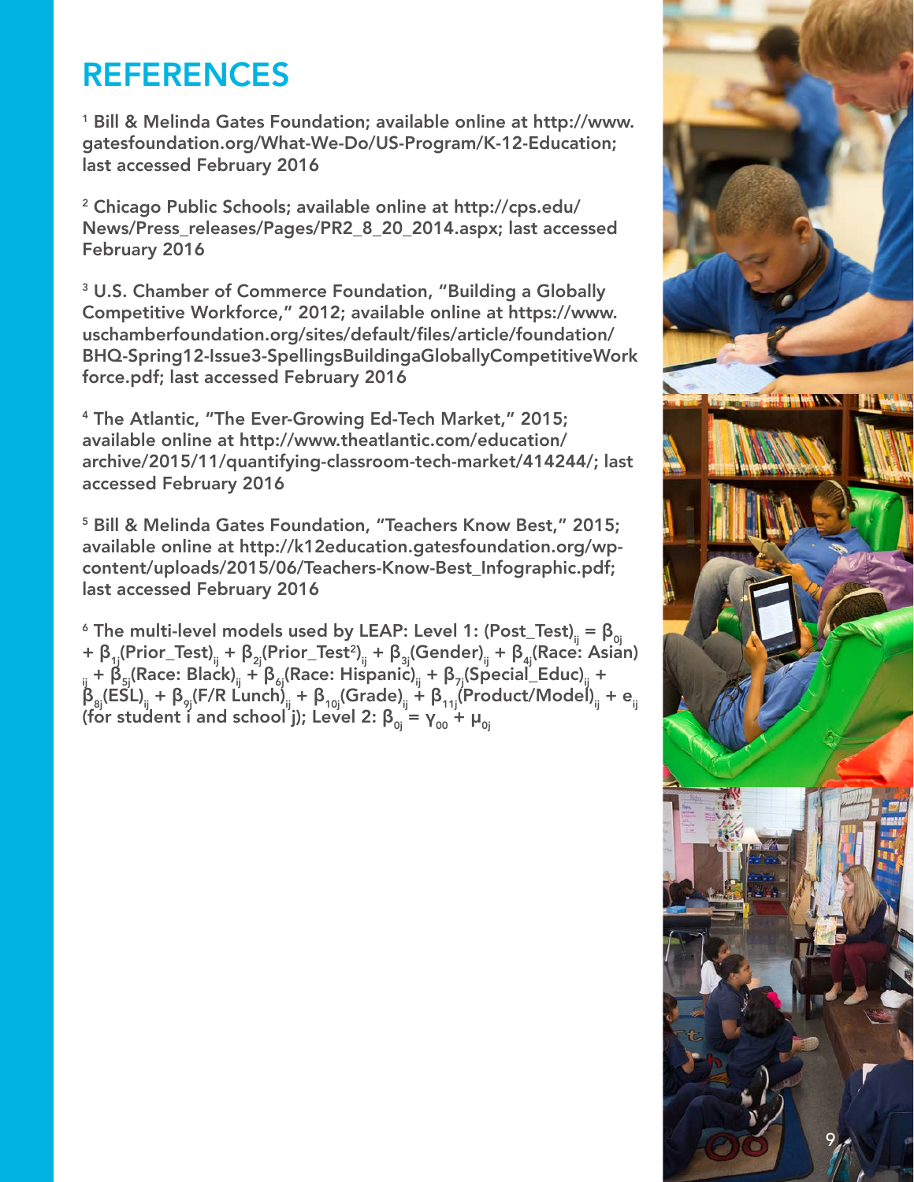# REFERENCES

[1] Bill & Melinda Gates Foundation; available online at http://www.gatesfoundation.org/What-We-Do/US-Program/K-12-Education; last accessed February 2016

[2] Chicago Public Schools; available online at http://cps.edu/News/Press_releases/Pages/PR2_8_20_2014.aspx; last accessed February 2016

[3] U.S. Chamber of Commerce Foundation, "Building a Globally Competitive Workforce," 2012; available online at https://www.uschamberfoundation.org/sites/default/files/article/foundation/BHQ-Spring12-Issue3-SpellingsBuildingaGloballyCompetitiveWorkforce.pdf; last accessed February 2016

[4] The Atlantic, "The Ever-Growing Ed-Tech Market," 2015; available online at http://www.theatlantic.com/education/archive/2015/11/quantifying-classroom-tech-market/414244/; last accessed February 2016

[5] Bill & Melinda Gates Foundation, "Teachers Know Best," 2015; available online at http://k12education.gatesfoundation.org/wp-content/uploads/2015/06/Teachers-Know-Best_Infographic.pdf; last accessed February 2016

[6] The multi-level models used by LEAP: Level 1: $(\text{Post\_Test})_{ij} = \beta_{0j} + \beta_{1j}(\text{Prior\_Test})_{ij} + \beta_{2j}(\text{Prior\_Test}^2)_{ij} + \beta_{3j}(\text{Gender})_{ij} + \beta_{4j}(\text{Race: Asian})_{ij} + \beta_{5j}(\text{Race: Black})_{ij} + \beta_{6j}(\text{Race: Hispanic})_{ij} + \beta_{7j}(\text{Special\_Educ})_{ij} + \beta_{8j}(\text{ESL})_{ij} + \beta_{9j}(\text{F/R Lunch})_{ij} + \beta_{10j}(\text{Grade})_{ij} + \beta_{11j}(\text{Product/Model})_{ij} + e_{ij}$ (for student i and school j); Level 2: $\beta_{0j} = \gamma_{00} + \mu_{0j}$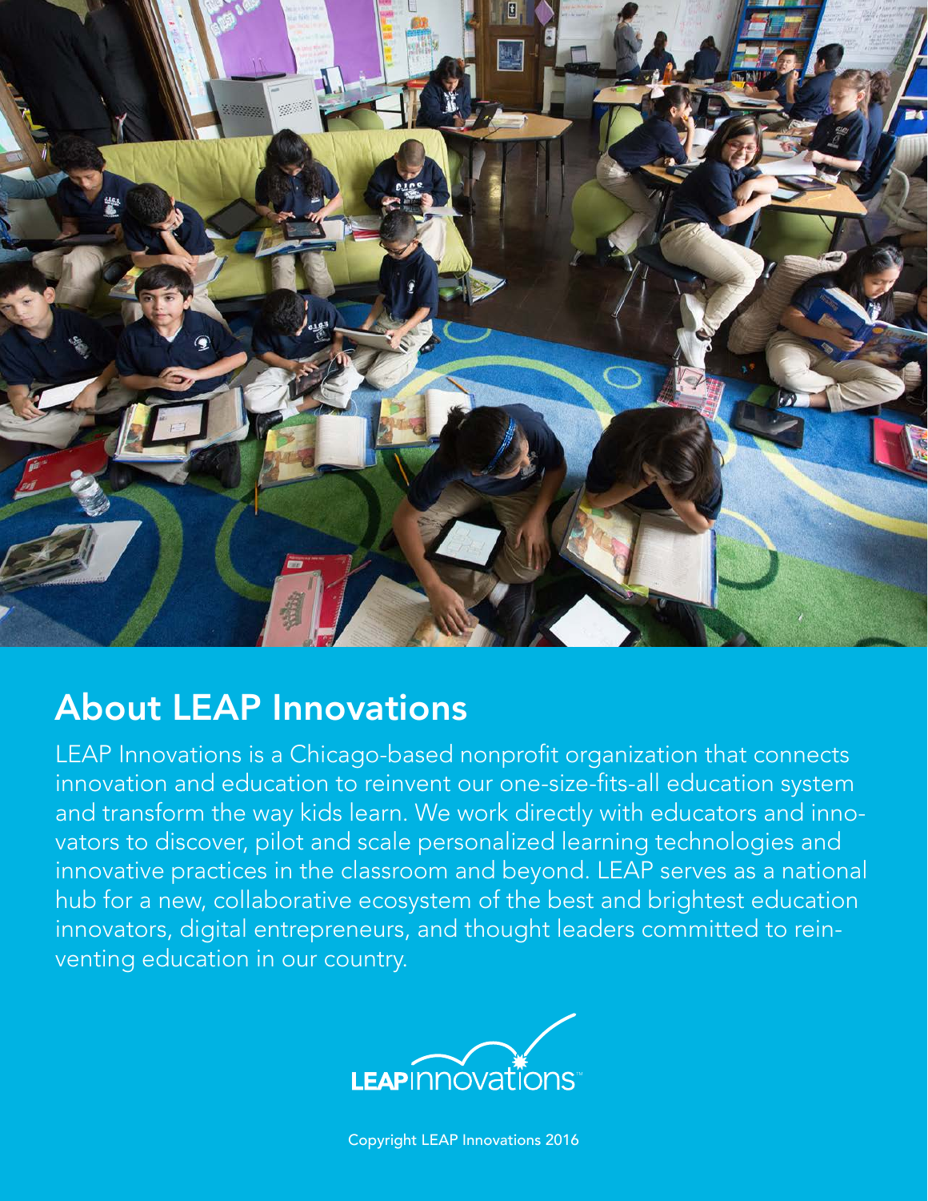## About LEAP Innovations

LEAP Innovations is a Chicago-based nonprofit organization that connects innovation and education to reinvent our one-size-fits-all education system and transform the way kids learn. We work directly with educators and innovators to discover, pilot and scale personalized learning technologies and innovative practices in the classroom and beyond. LEAP serves as a national hub for a new, collaborative ecosystem of the best and brightest education innovators, digital entrepreneurs, and thought leaders committed to reinventing education in our country.

LEAPinnovations™

Copyright LEAP Innovations 2016